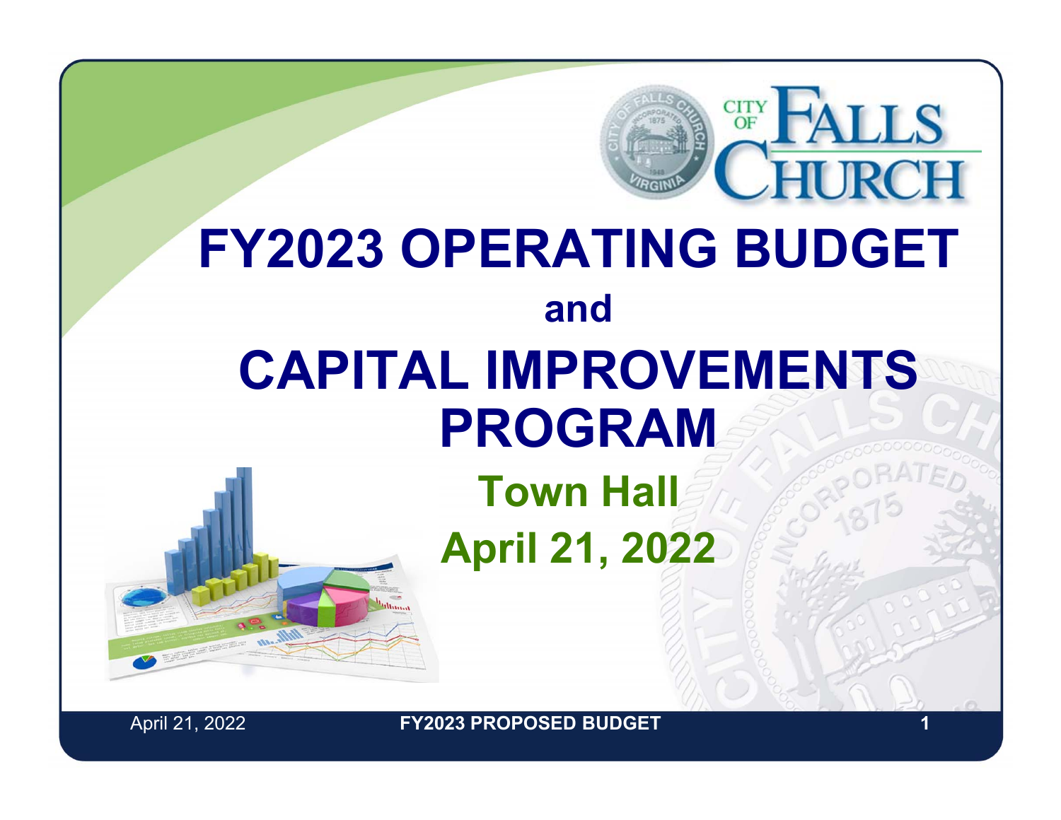# FY2023 OPERATING BUDGET

and

# CAPITAL IMPROVEMENTS PROGRAM

## Town Hall

## April 21, 2022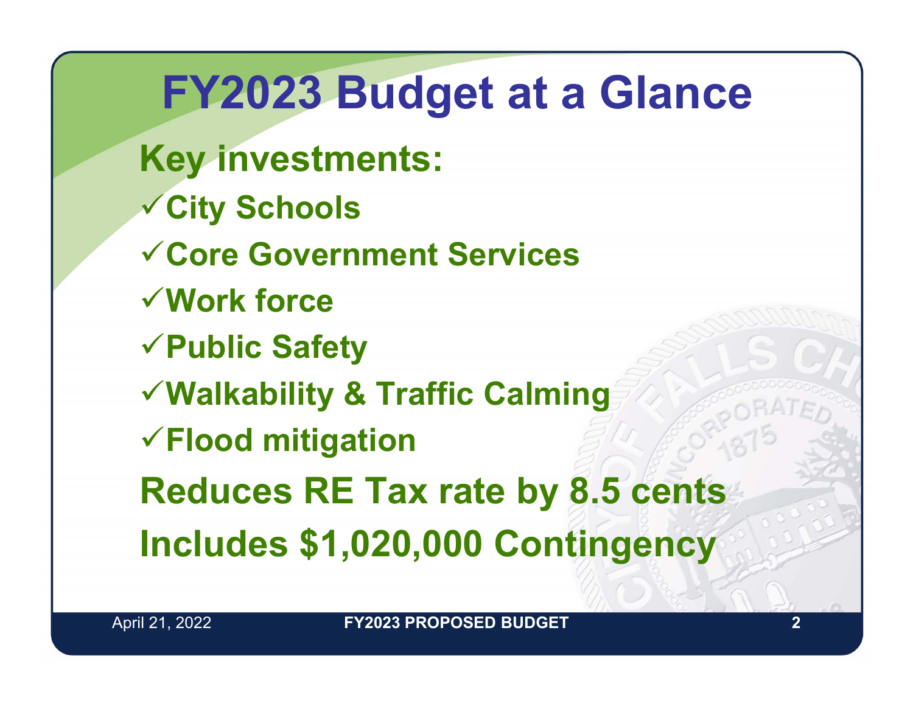# FY2023 Budget at a Glance

**Key investments:**

- ✓ City Schools
- ✓ Core Government Services
- ✓ Work force
- ✓ Public Safety
- ✓ Walkability & Traffic Calming
- ✓ Flood mitigation

**Reduces RE Tax rate by 8.5 cents**

**Includes $1,020,000 Contingency**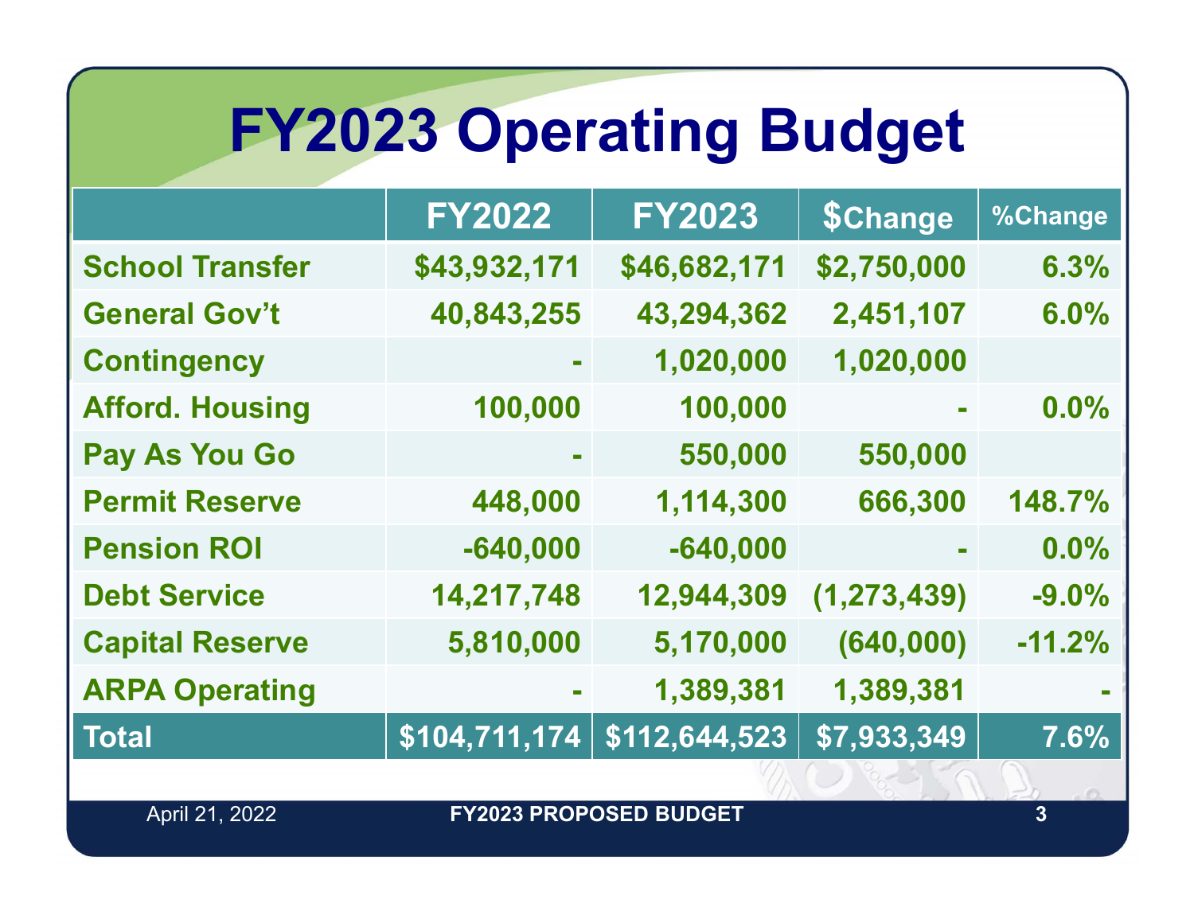# FY2023 Operating Budget

| | FY2022 | FY2023 | $Change | %Change |
|---|---|---|---|---|
| School Transfer | $43,932,171 | $46,682,171 | $2,750,000 | 6.3% |
| General Gov't | 40,843,255 | 43,294,362 | 2,451,107 | 6.0% |
| Contingency | - | 1,020,000 | 1,020,000 | |
| Afford. Housing | 100,000 | 100,000 | - | 0.0% |
| Pay As You Go | - | 550,000 | 550,000 | |
| Permit Reserve | 448,000 | 1,114,300 | 666,300 | 148.7% |
| Pension ROI | -640,000 | -640,000 | - | 0.0% |
| Debt Service | 14,217,748 | 12,944,309 | (1,273,439) | -9.0% |
| Capital Reserve | 5,810,000 | 5,170,000 | (640,000) | -11.2% |
| ARPA Operating | - | 1,389,381 | 1,389,381 | - |
| **Total** | **$104,711,174** | **$112,644,523** | **$7,933,349** | **7.6%** |

April 21, 2022 FY2023 PROPOSED BUDGET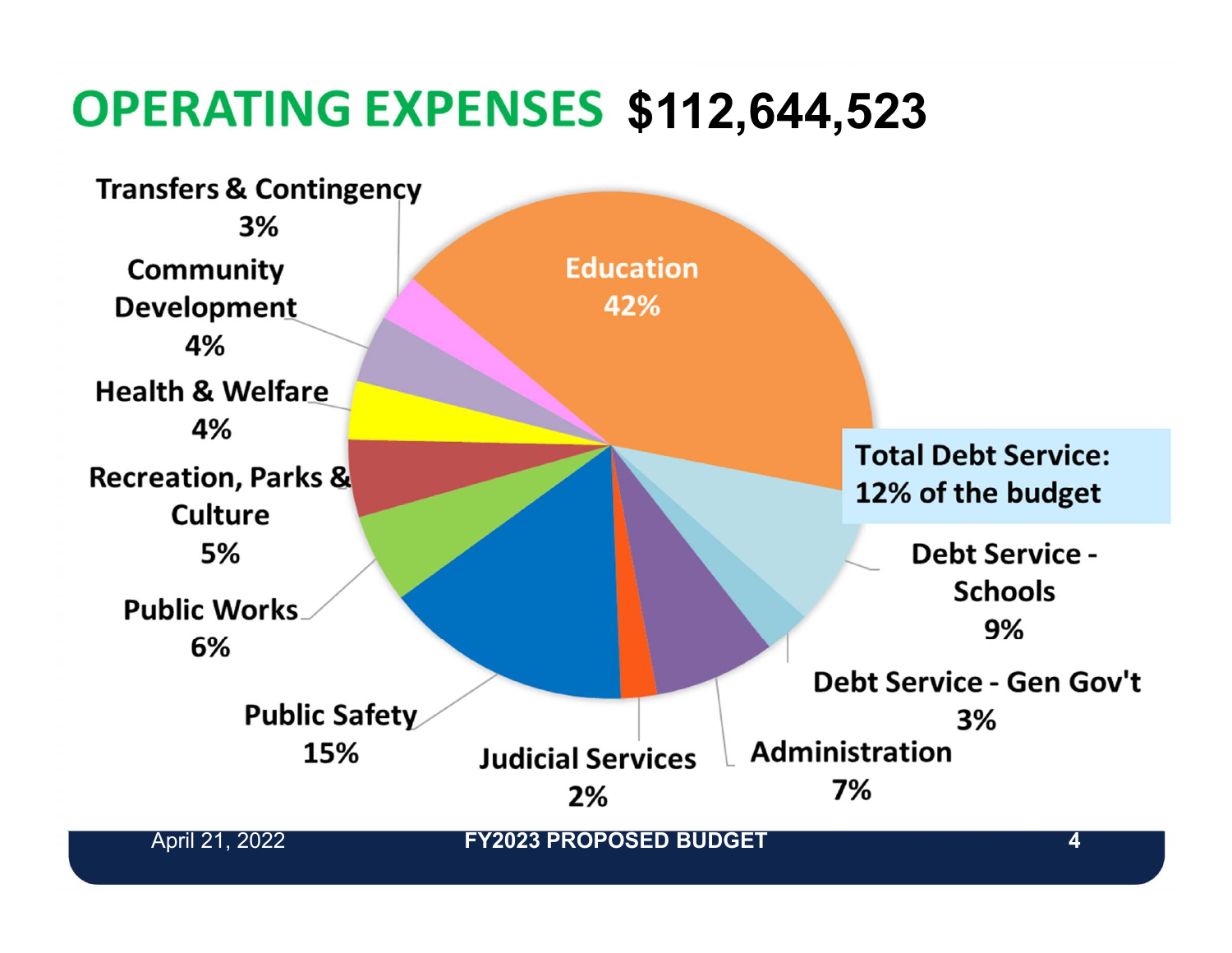# OPERATING EXPENSES $112,644,523

- Education 42%
- Public Safety 15%
- Debt Service - Schools 9%
- Administration 7%
- Public Works 6%
- Recreation, Parks & Culture 5%
- Health & Welfare 4%
- Community Development 4%
- Transfers & Contingency 3%
- Debt Service - Gen Gov't 3%
- Judicial Services 2%

Total Debt Service: 12% of the budget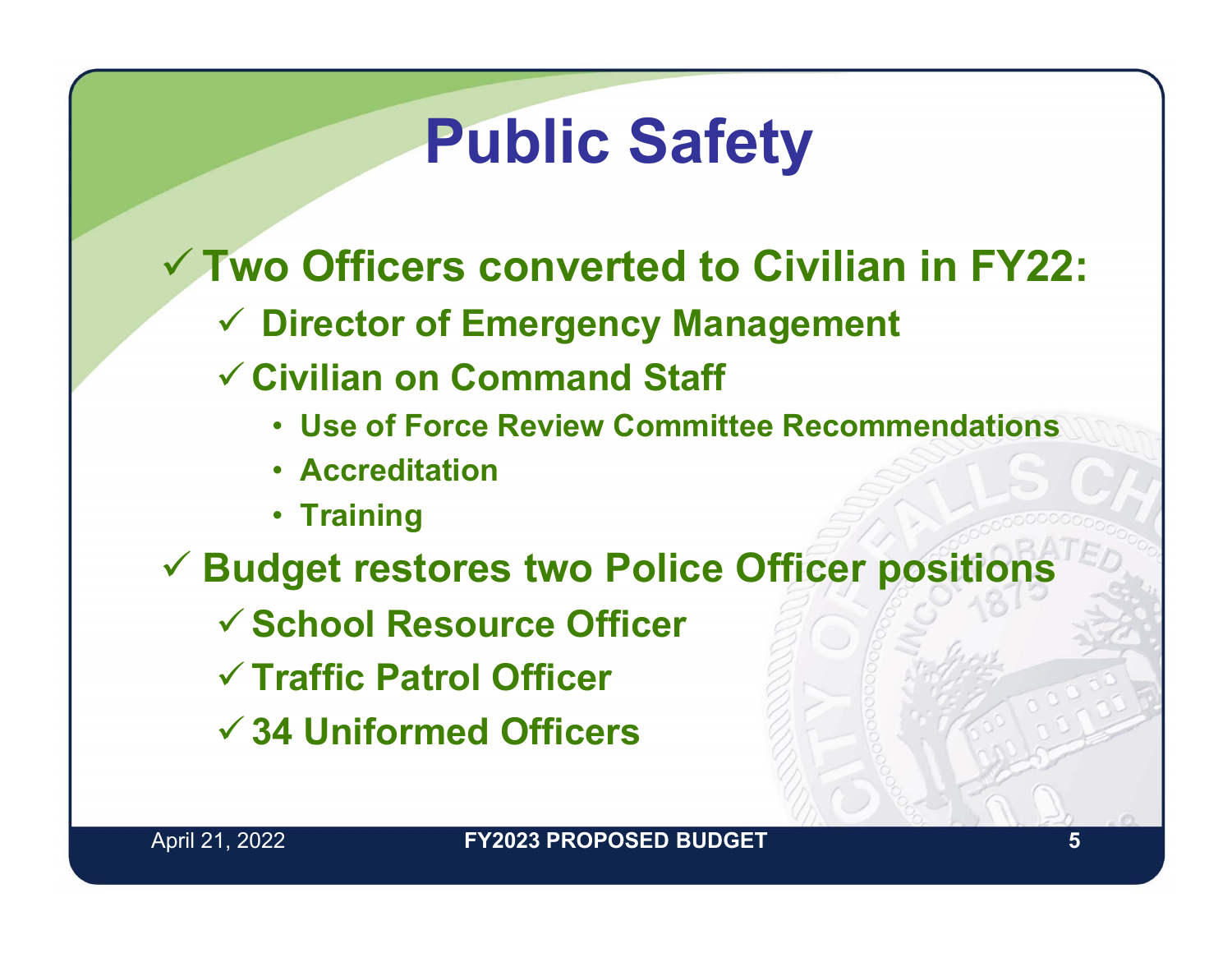# Public Safety

- ✓ Two Officers converted to Civilian in FY22:
  - ✓ Director of Emergency Management
  - ✓ Civilian on Command Staff
    - Use of Force Review Committee Recommendations
    - Accreditation
    - Training
- ✓ Budget restores two Police Officer positions
  - ✓ School Resource Officer
  - ✓ Traffic Patrol Officer
  - ✓ 34 Uniformed Officers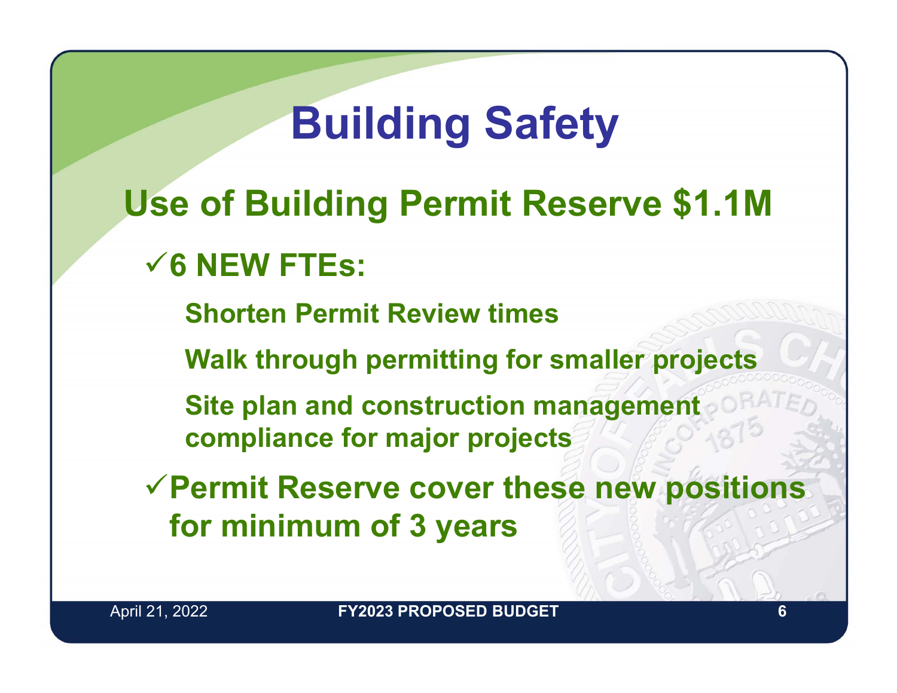# Building Safety

## Use of Building Permit Reserve $1.1M

- ✓ **6 NEW FTEs:**
  - **Shorten Permit Review times**
  - **Walk through permitting for smaller projects**
  - **Site plan and construction management compliance for major projects**
- ✓ **Permit Reserve cover these new positions for minimum of 3 years**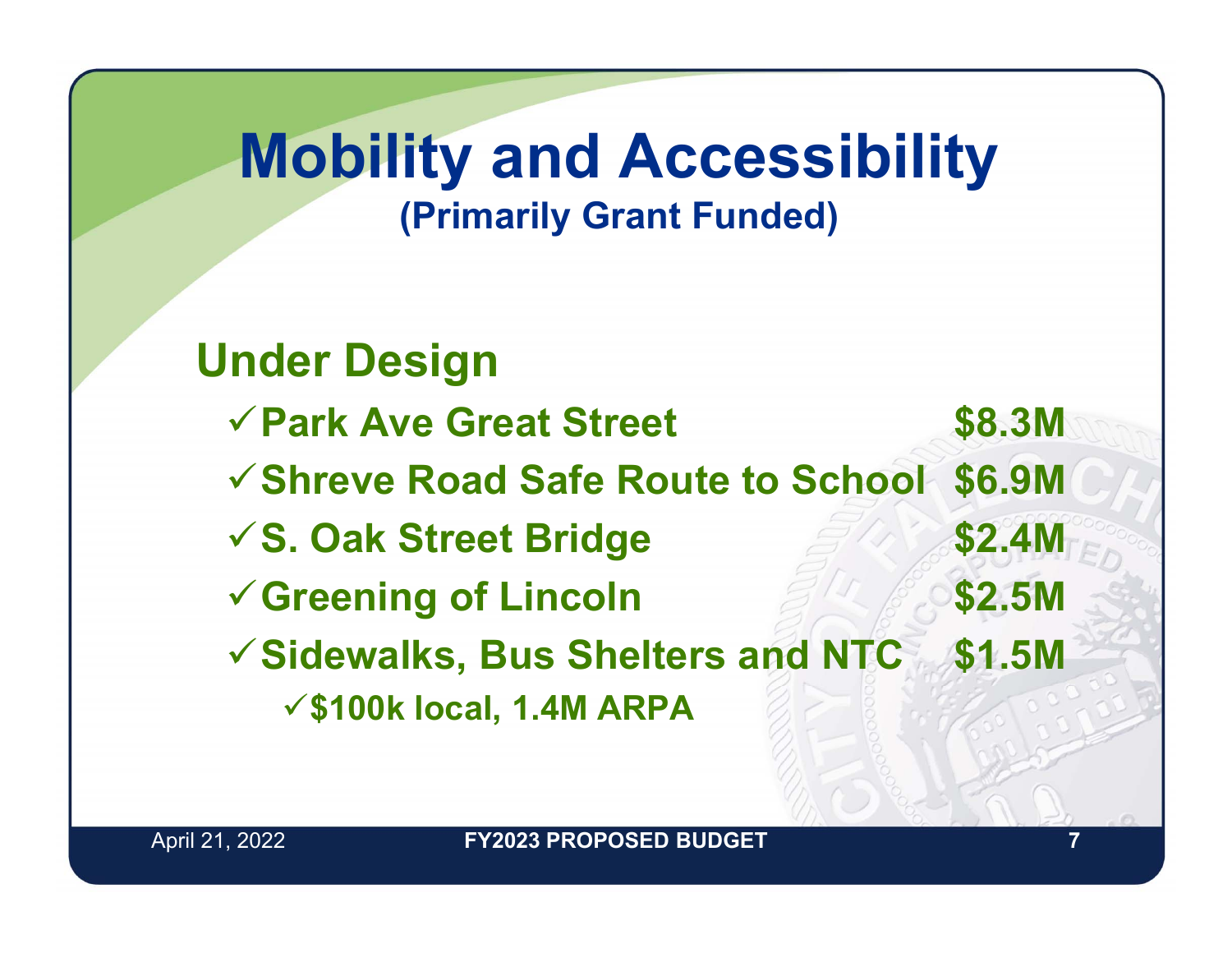# Mobility and Accessibility

**(Primarily Grant Funded)**

## Under Design

| Project | Amount |
|---|---|
| ✓ Park Ave Great Street | $8.3M |
| ✓ Shreve Road Safe Route to School | $6.9M |
| ✓ S. Oak Street Bridge | $2.4M |
| ✓ Greening of Lincoln | $2.5M |
| ✓ Sidewalks, Bus Shelters and NTC | $1.5M |
| &nbsp;&nbsp;&nbsp;&nbsp;✓ $100k local, 1.4M ARPA | |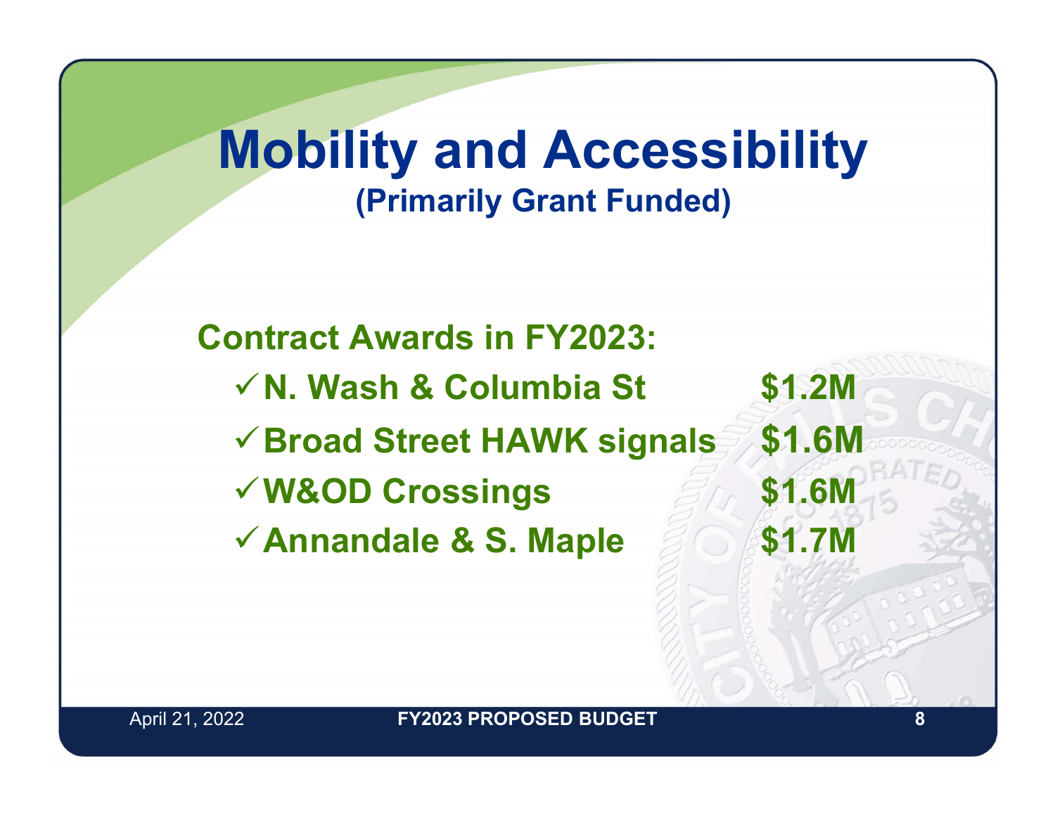# Mobility and Accessibility

## (Primarily Grant Funded)

**Contract Awards in FY2023:**

- ✓ **N. Wash & Columbia St** — **$1.2M**
- ✓ **Broad Street HAWK signals** — **$1.6M**
- ✓ **W&OD Crossings** — **$1.6M**
- ✓ **Annandale & S. Maple** — **$1.7M**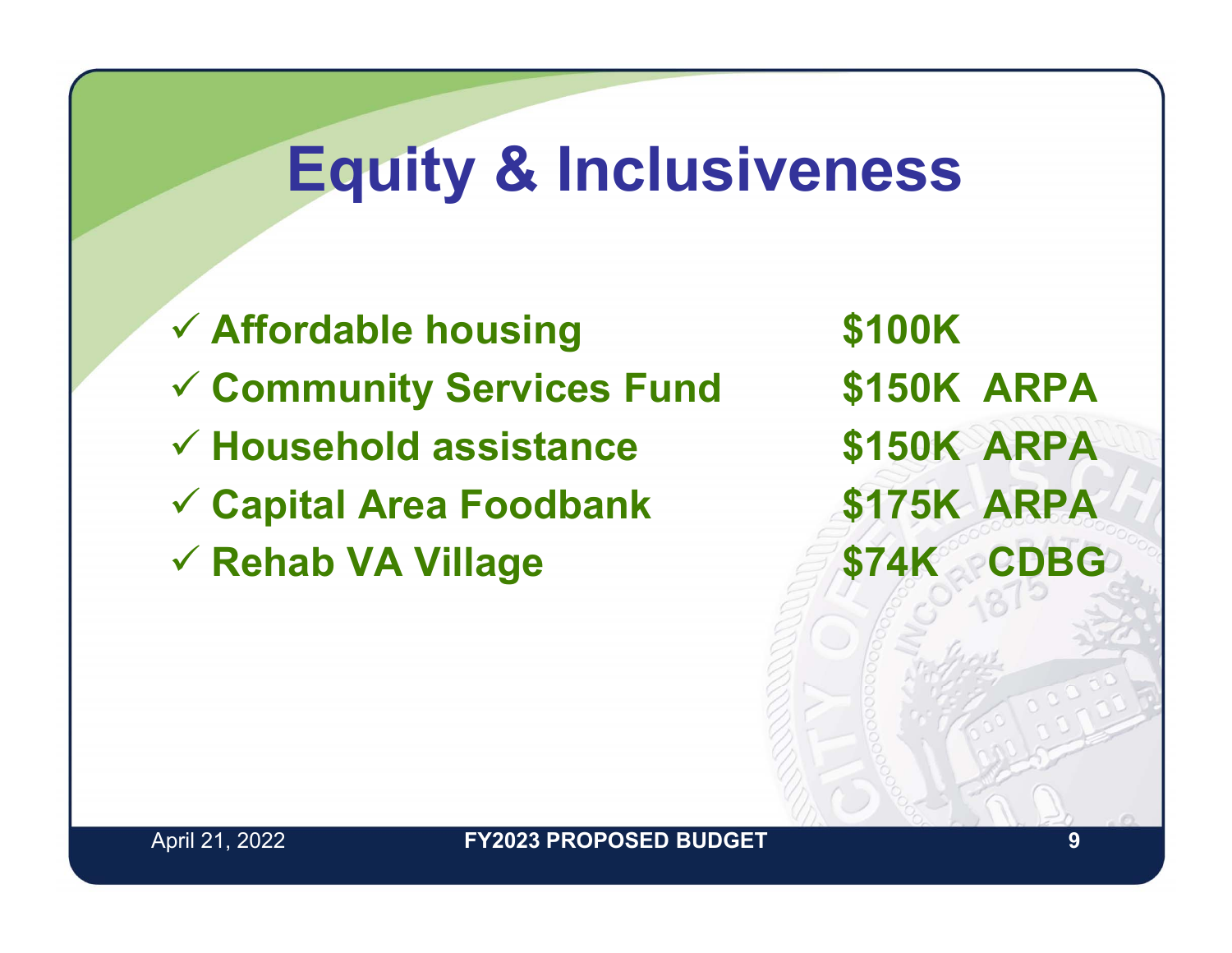# Equity & Inclusiveness

- ✓ Affordable housing — $100K
- ✓ Community Services Fund — $150K ARPA
- ✓ Household assistance — $150K ARPA
- ✓ Capital Area Foodbank — $175K ARPA
- ✓ Rehab VA Village — $74K CDBG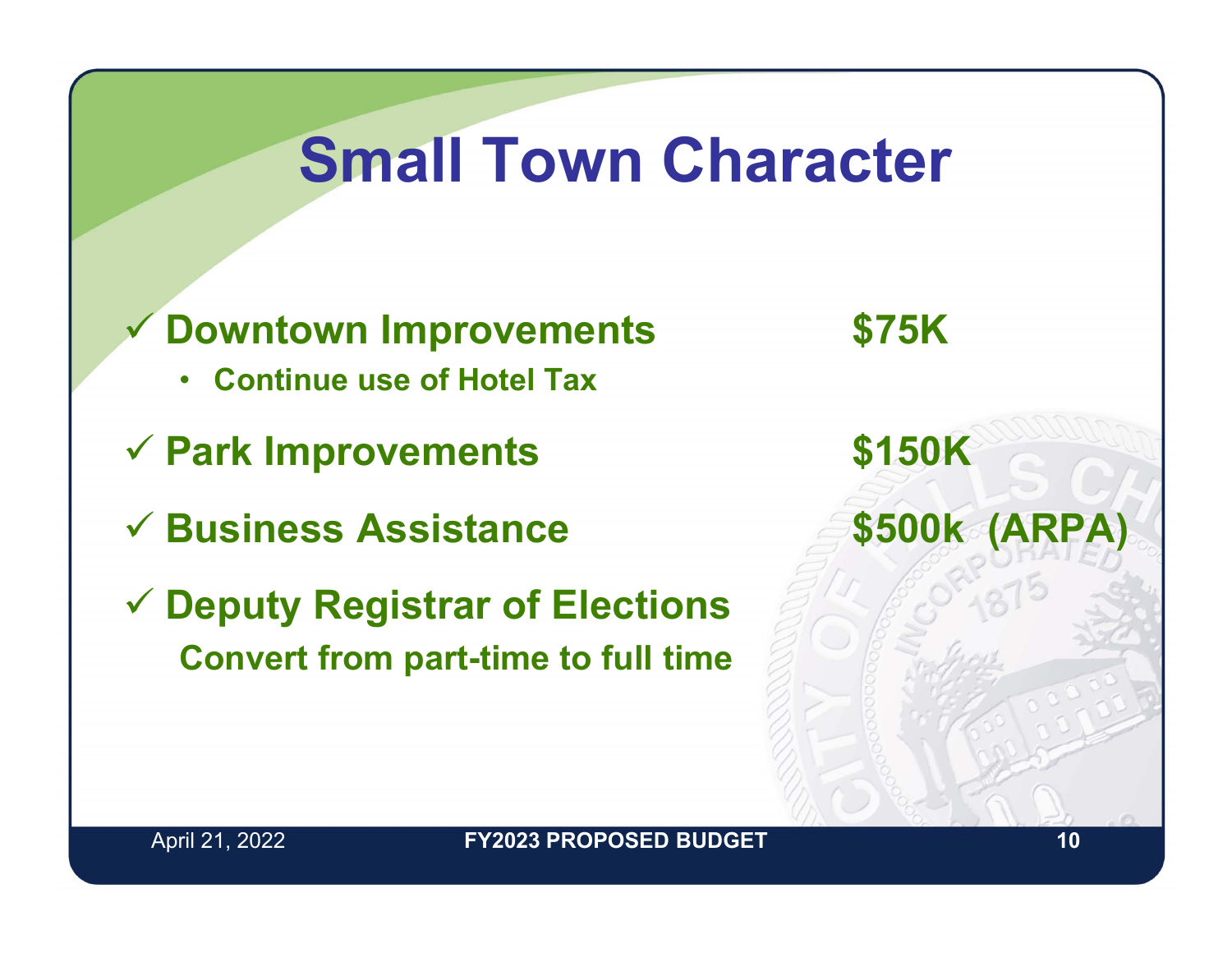# Small Town Character

- ✓ **Downtown Improvements** **$75K**
  - **Continue use of Hotel Tax**
- ✓ **Park Improvements** **$150K**
- ✓ **Business Assistance** **$500k (ARPA)**
- ✓ **Deputy Registrar of Elections**
  **Convert from part-time to full time**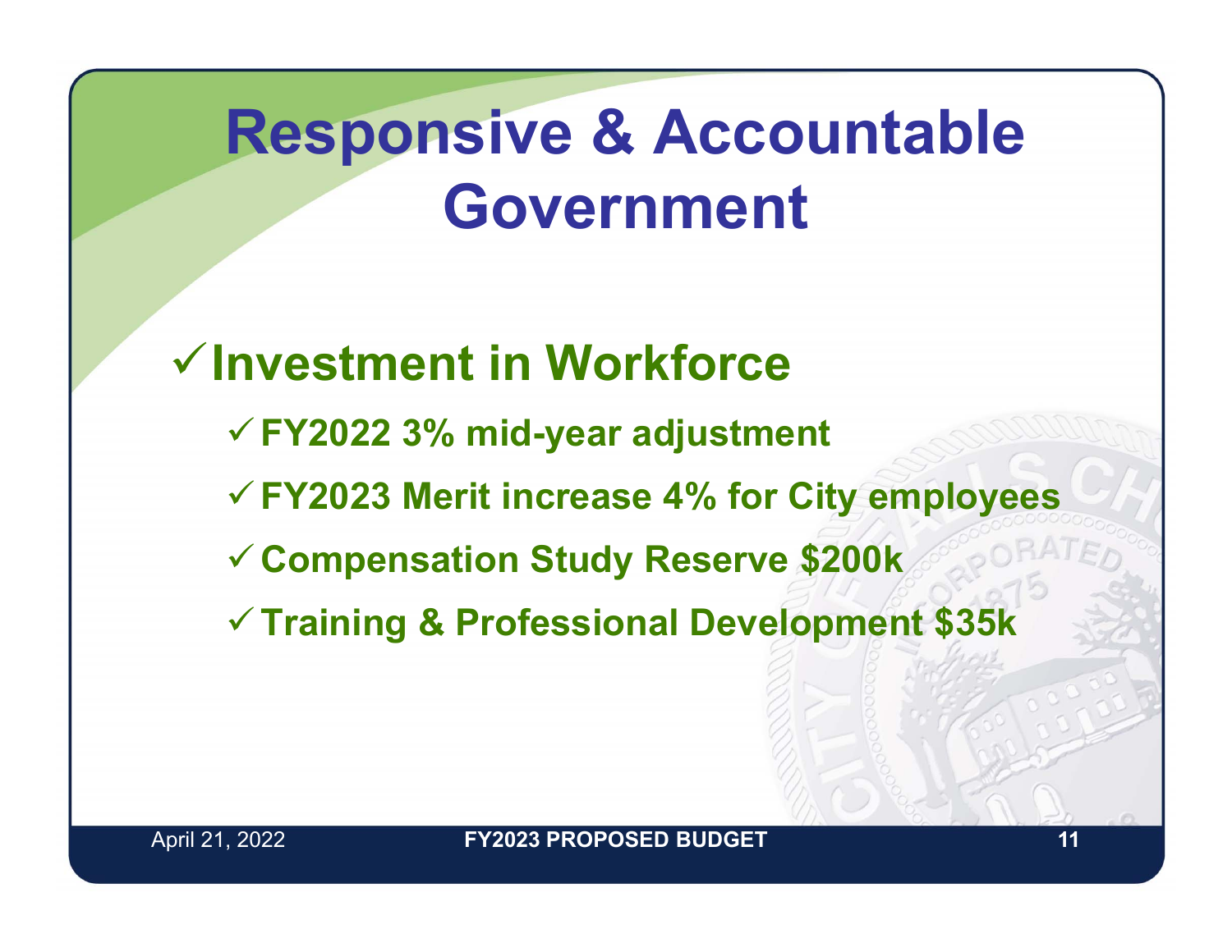# Responsive & Accountable Government

- ✓ **Investment in Workforce**
  - ✓ **FY2022 3% mid-year adjustment**
  - ✓ **FY2023 Merit increase 4% for City employees**
  - ✓ **Compensation Study Reserve $200k**
  - ✓ **Training & Professional Development $35k**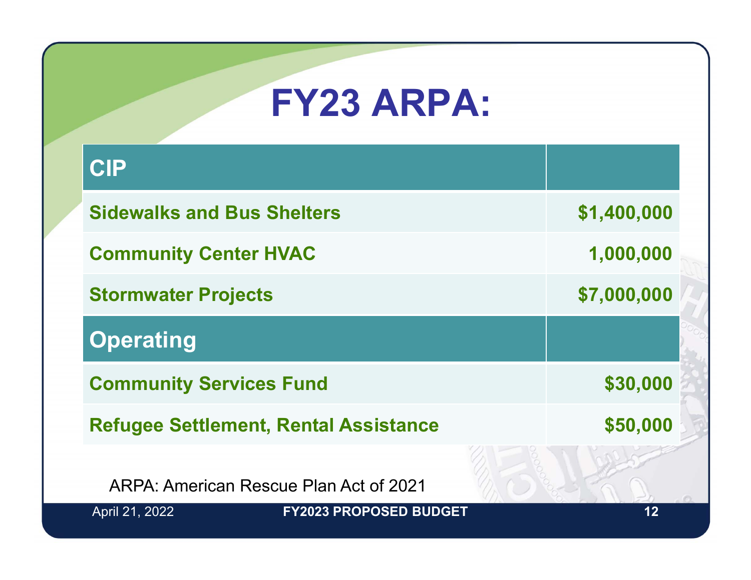# FY23 ARPA:

| CIP | |
|---|---|
| Sidewalks and Bus Shelters | $1,400,000 |
| Community Center HVAC | 1,000,000 |
| Stormwater Projects | $7,000,000 |
| **Operating** | |
| Community Services Fund | $30,000 |
| Refugee Settlement, Rental Assistance | $50,000 |

ARPA: American Rescue Plan Act of 2021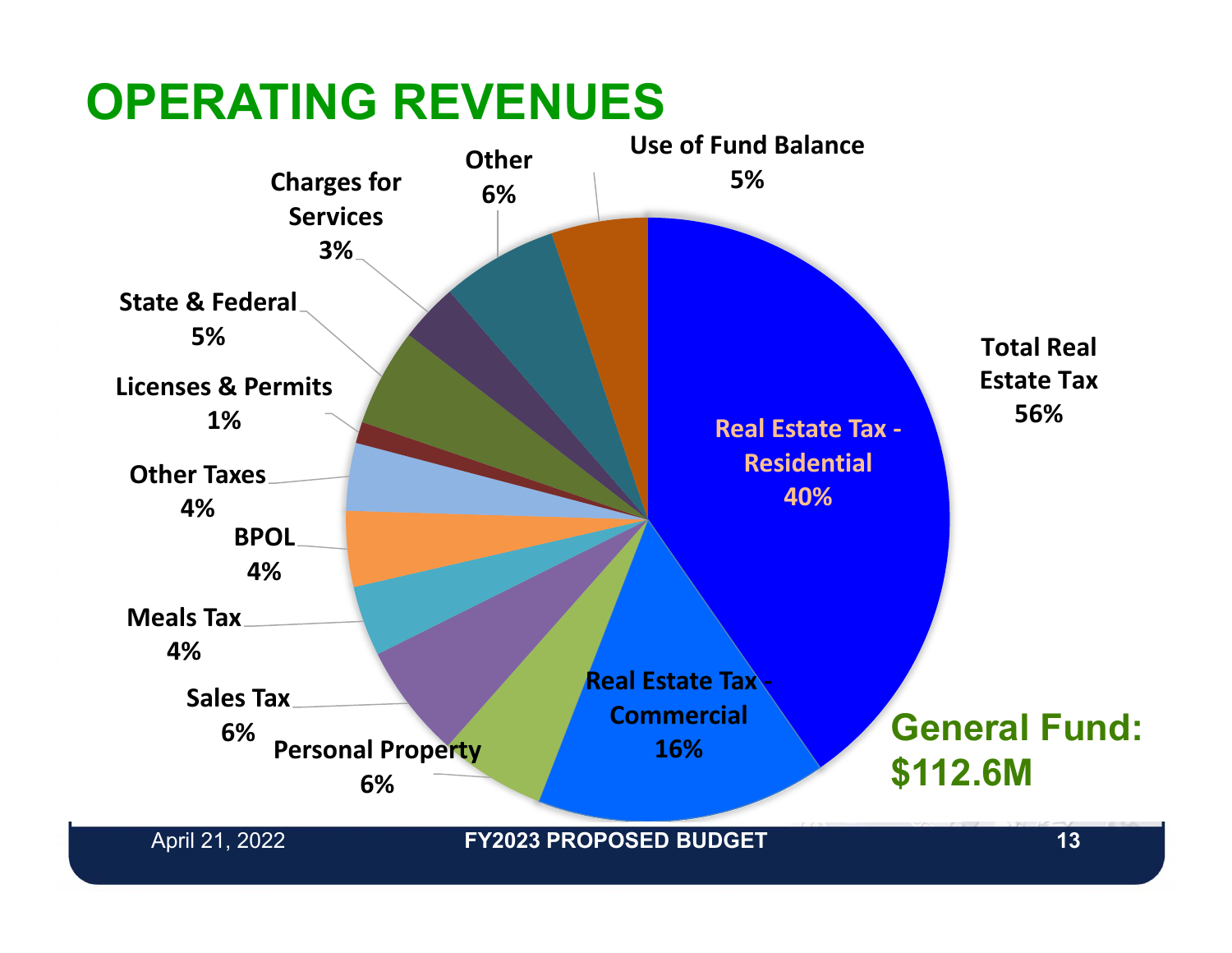# OPERATING REVENUES

| Category | Percentage |
|---|---|
| Real Estate Tax - Residential | 40% |
| Real Estate Tax - Commercial | 16% |
| Total Real Estate Tax | 56% |
| Personal Property | 6% |
| Sales Tax | 6% |
| Meals Tax | 4% |
| BPOL | 4% |
| Other Taxes | 4% |
| Licenses & Permits | 1% |
| State & Federal | 5% |
| Charges for Services | 3% |
| Other | 6% |
| Use of Fund Balance | 5% |

**General Fund: $112.6M**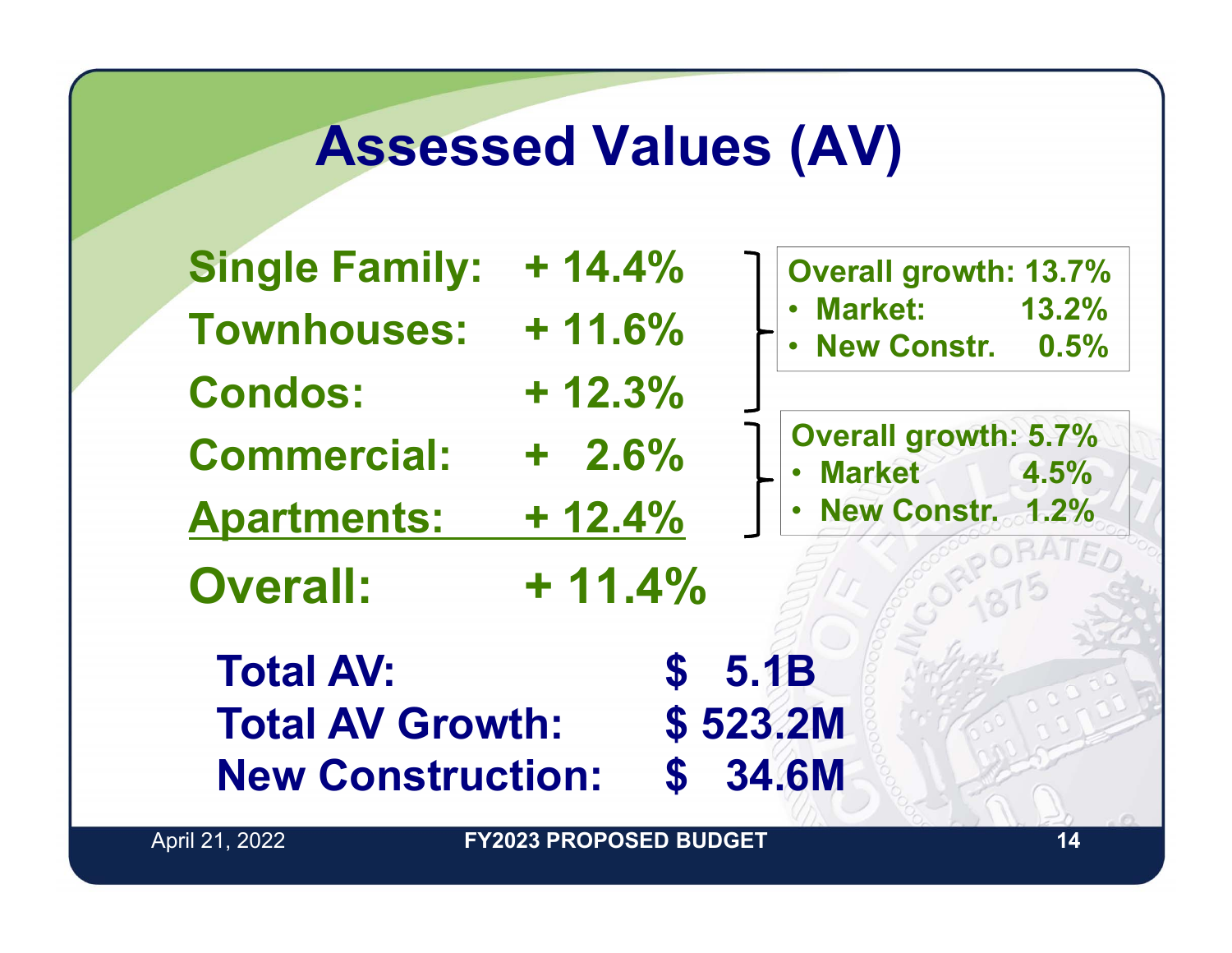# Assessed Values (AV)

| | |
|---|---|
| Single Family: | + 14.4% |
| Townhouses: | + 11.6% |
| Condos: | + 12.3% |
| Commercial: | + 2.6% |
| Apartments: | + 12.4% |
| **Overall:** | **+ 11.4%** |

**Overall growth: 13.7%** (Single Family, Townhouses, Condos)
- Market: 13.2%
- New Constr. 0.5%

**Overall growth: 5.7%** (Commercial, Apartments)
- Market 4.5%
- New Constr. 1.2%

**Total AV:** $ 5.1B
**Total AV Growth:** $ 523.2M
**New Construction:** $ 34.6M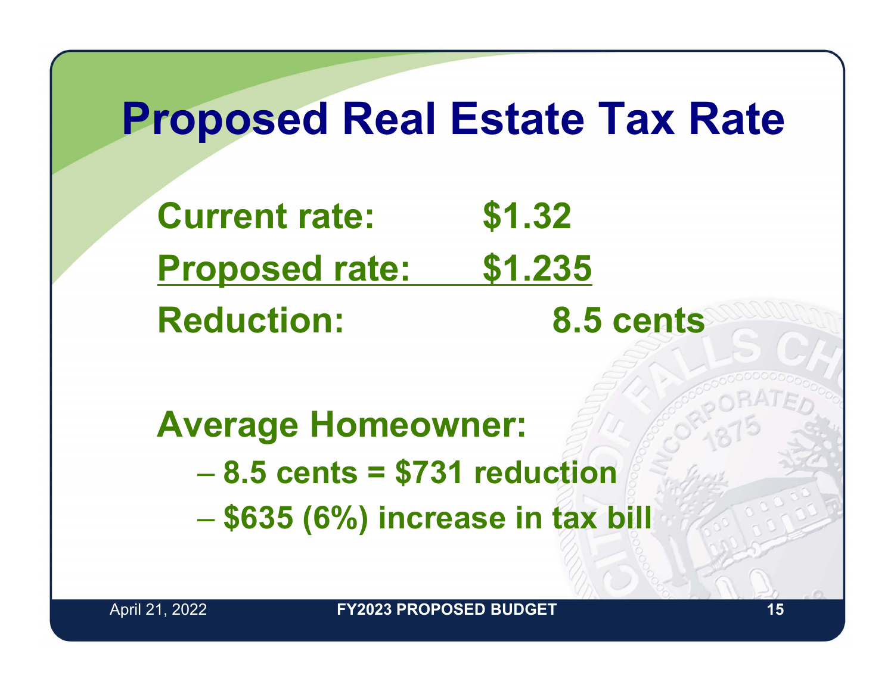# Proposed Real Estate Tax Rate

**Current rate: $1.32**

**Proposed rate: $1.235**

**Reduction: 8.5 cents**

**Average Homeowner:**

- **8.5 cents = $731 reduction**
- **$635 (6%) increase in tax bill**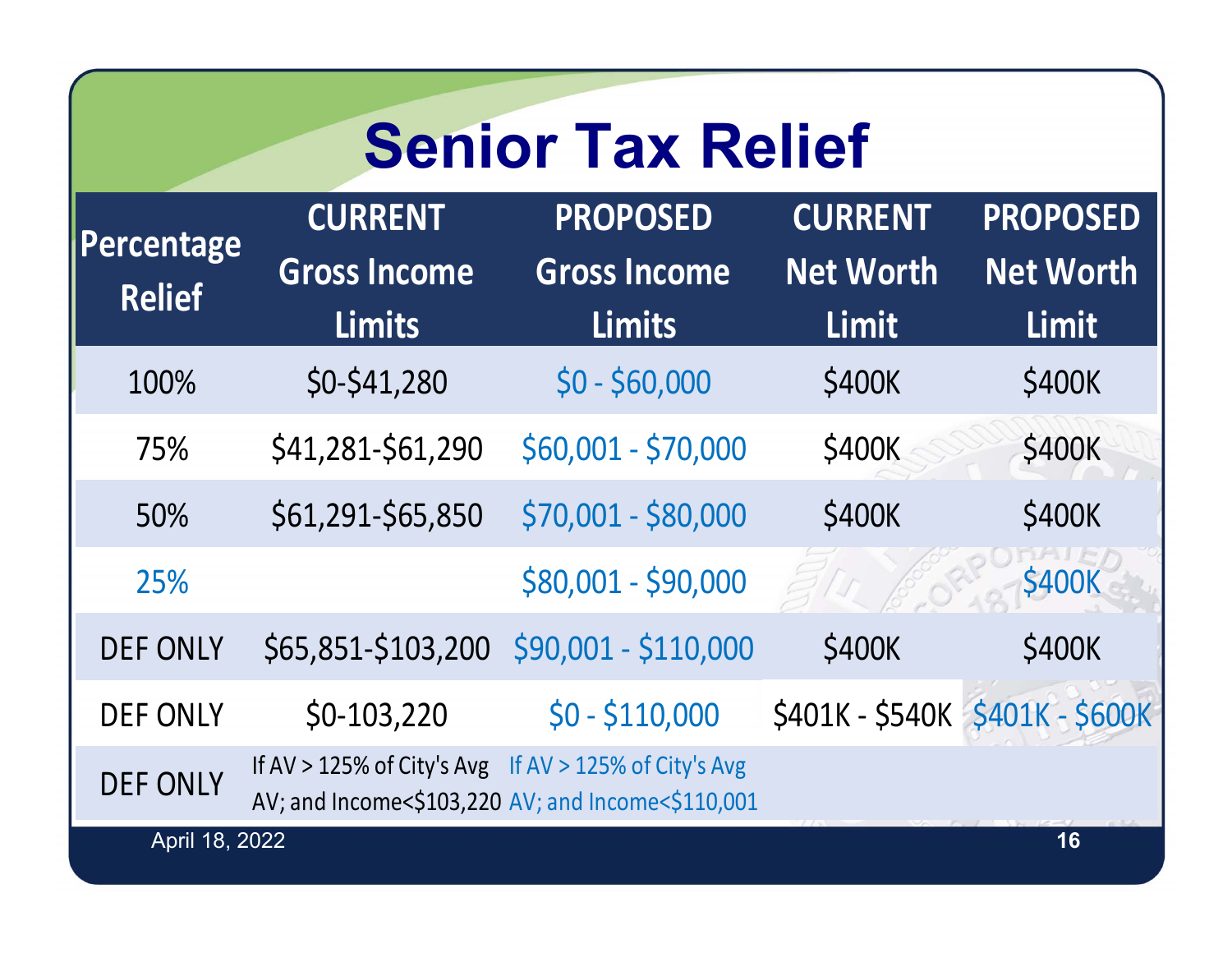# Senior Tax Relief

| Percentage Relief | CURRENT Gross Income Limits | PROPOSED Gross Income Limits | CURRENT Net Worth Limit | PROPOSED Net Worth Limit |
|---|---|---|---|---|
| 100% | $0-$41,280 | $0 - $60,000 | $400K | $400K |
| 75% | $41,281-$61,290 | $60,001 - $70,000 | $400K | $400K |
| 50% | $61,291-$65,850 | $70,001 - $80,000 | $400K | $400K |
| 25% | | $80,001 - $90,000 | | $400K |
| DEF ONLY | $65,851-$103,200 | $90,001 - $110,000 | $400K | $400K |
| DEF ONLY | $0-103,220 | $0 - $110,000 | $401K - $540K | $401K - $600K |
| DEF ONLY | If AV > 125% of City's Avg AV; and Income<$103,220 | If AV > 125% of City's Avg AV; and Income<$110,001 | | |

April 18, 2022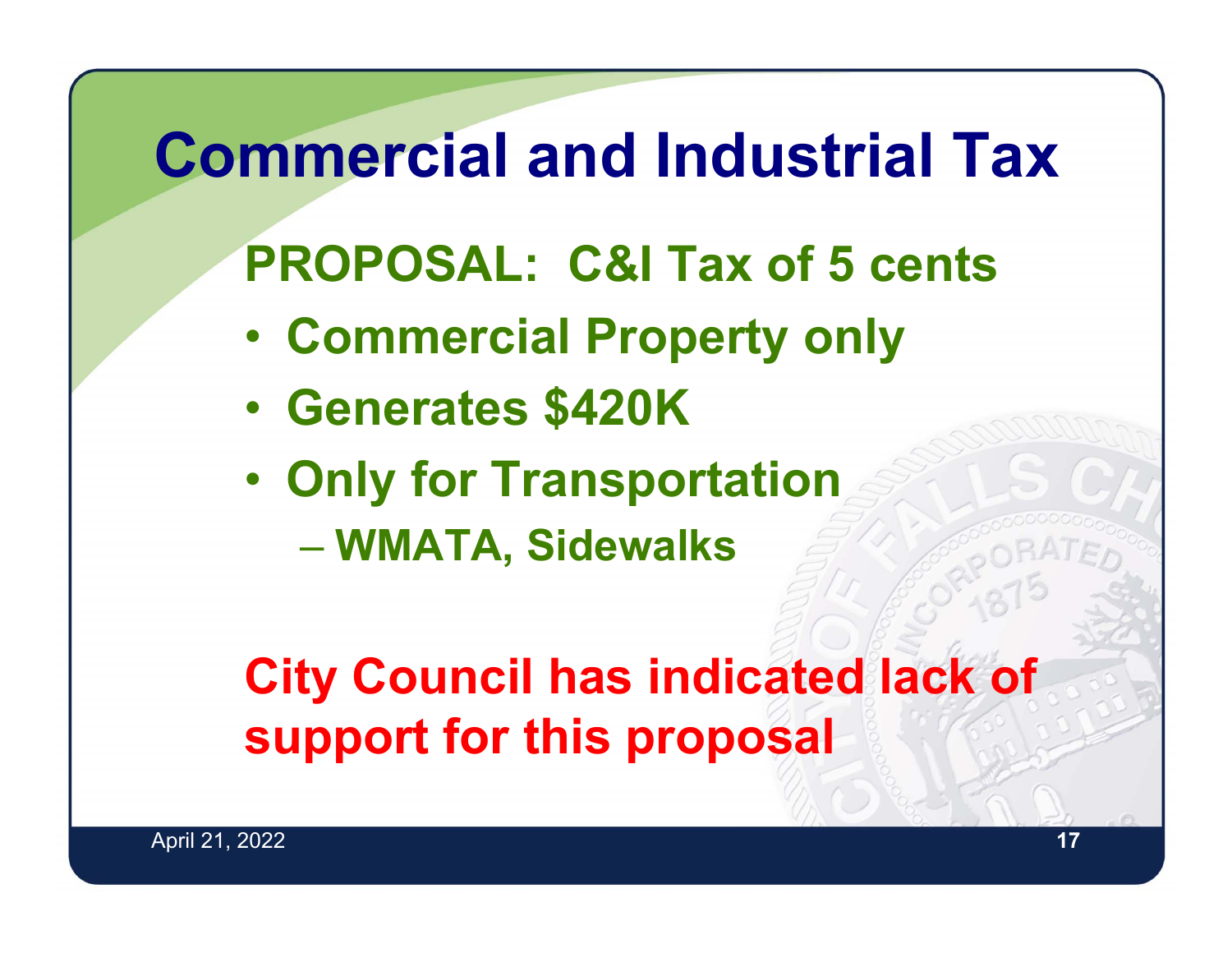# Commercial and Industrial Tax

## PROPOSAL: C&I Tax of 5 cents

- **Commercial Property only**
- **Generates $420K**
- **Only for Transportation**
  - **WMATA, Sidewalks**

**City Council has indicated lack of support for this proposal**

April 21, 2022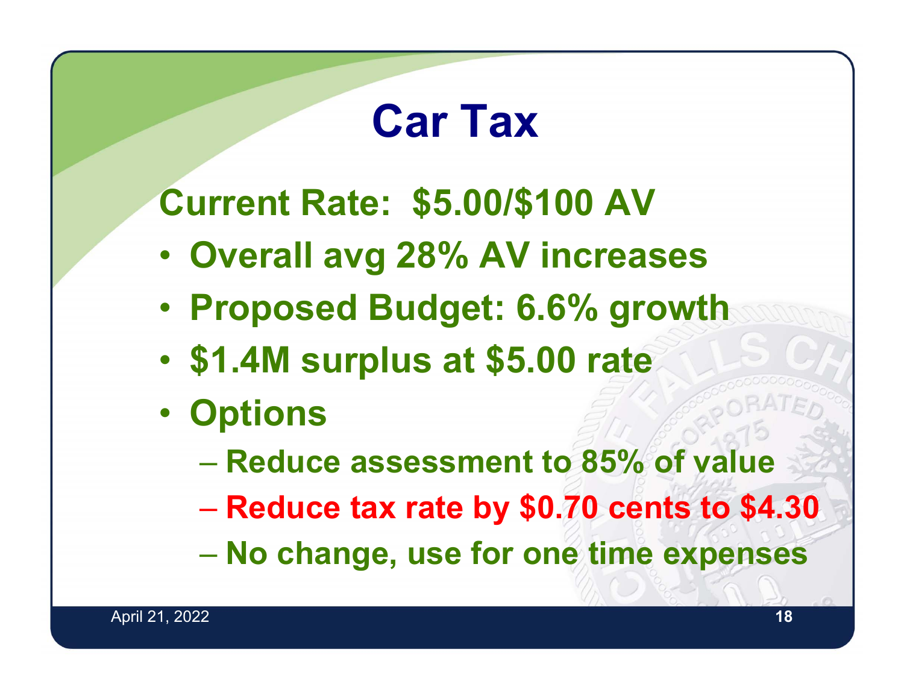# Car Tax

## Current Rate: $5.00/$100 AV

- Overall avg 28% AV increases
- Proposed Budget: 6.6% growth
- $1.4M surplus at $5.00 rate
- Options
  - Reduce assessment to 85% of value
  - Reduce tax rate by $0.70 cents to $4.30
  - No change, use for one time expenses

April 21, 2022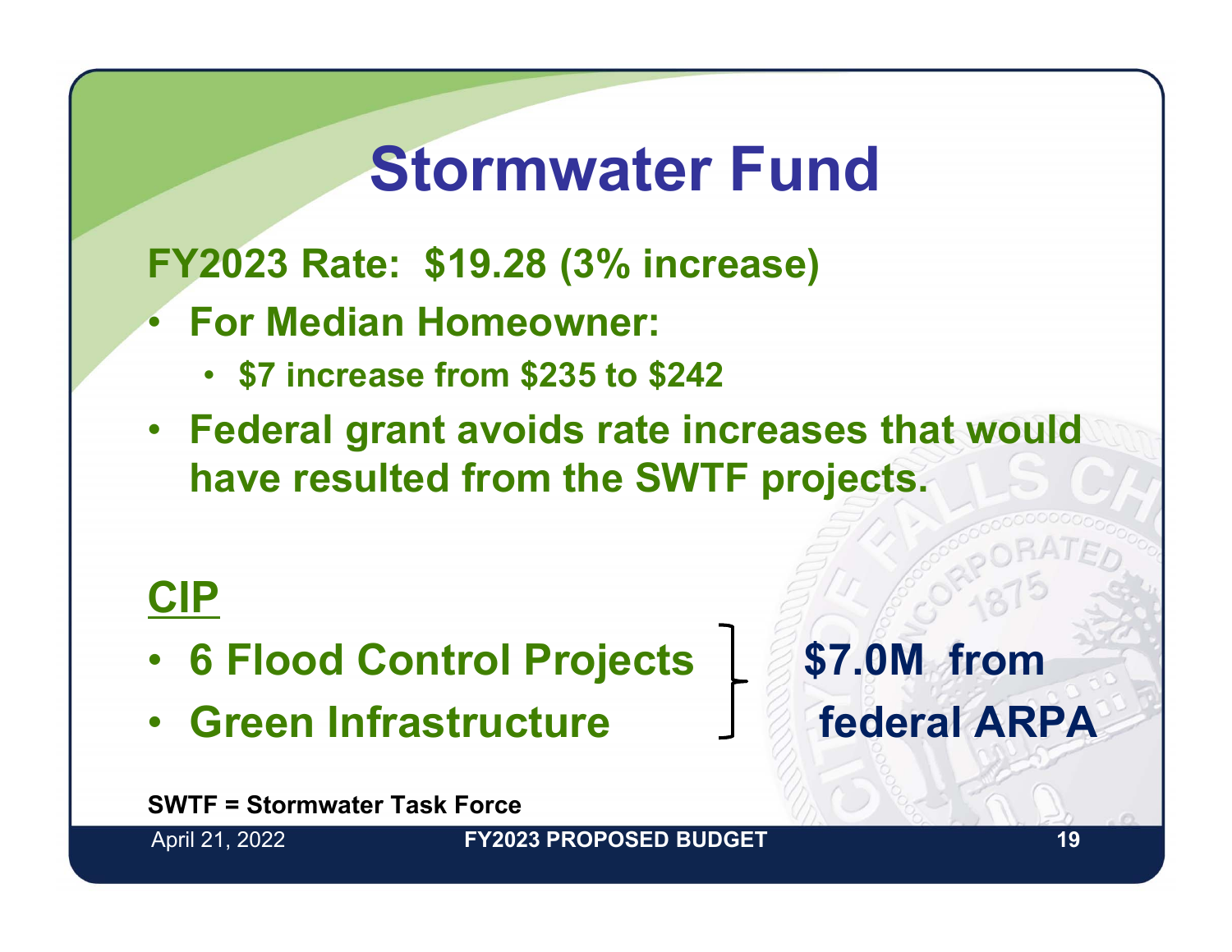# Stormwater Fund

**FY2023 Rate: $19.28 (3% increase)**

- **For Median Homeowner:**
  - **$7 increase from $235 to $242**
- **Federal grant avoids rate increases that would have resulted from the SWTF projects.**

## CIP

- **6 Flood Control Projects**
- **Green Infrastructure**

**$7.0M from federal ARPA**

**SWTF = Stormwater Task Force**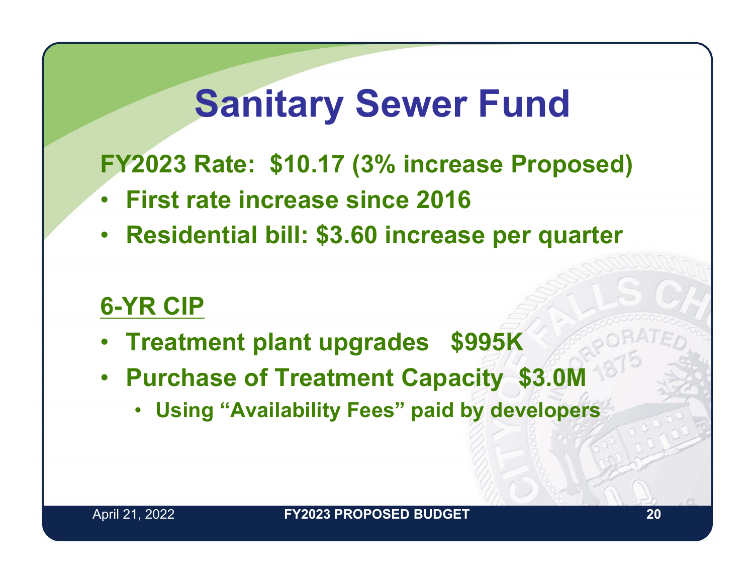# Sanitary Sewer Fund

**FY2023 Rate: $10.17 (3% increase Proposed)**

- **First rate increase since 2016**
- **Residential bill: $3.60 increase per quarter**

**6-YR CIP**

- **Treatment plant upgrades $995K**
- **Purchase of Treatment Capacity $3.0M**
  - **Using "Availability Fees" paid by developers**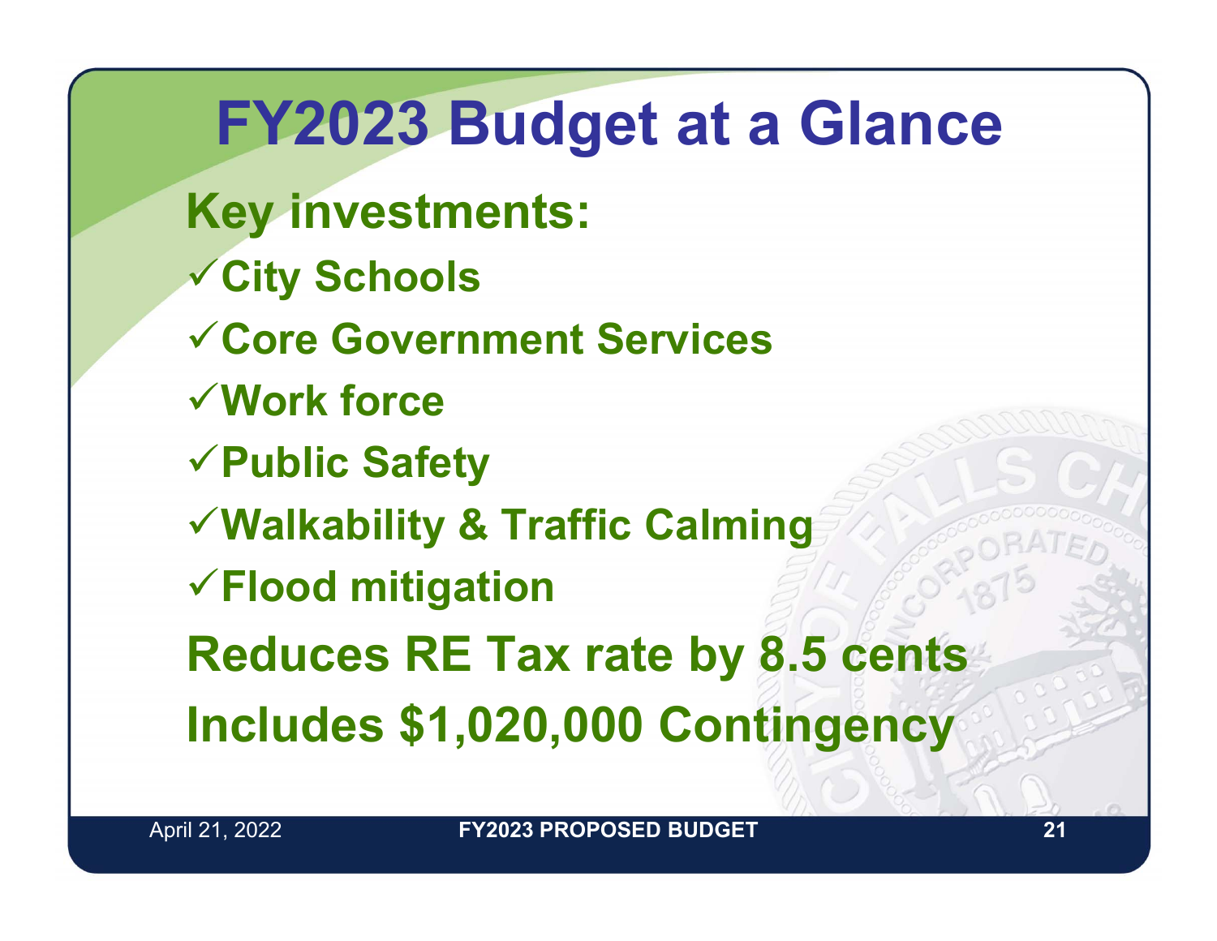# FY2023 Budget at a Glance

**Key investments:**

- ✓City Schools
- ✓Core Government Services
- ✓Work force
- ✓Public Safety
- ✓Walkability & Traffic Calming
- ✓Flood mitigation

**Reduces RE Tax rate by 8.5 cents**

**Includes $1,020,000 Contingency**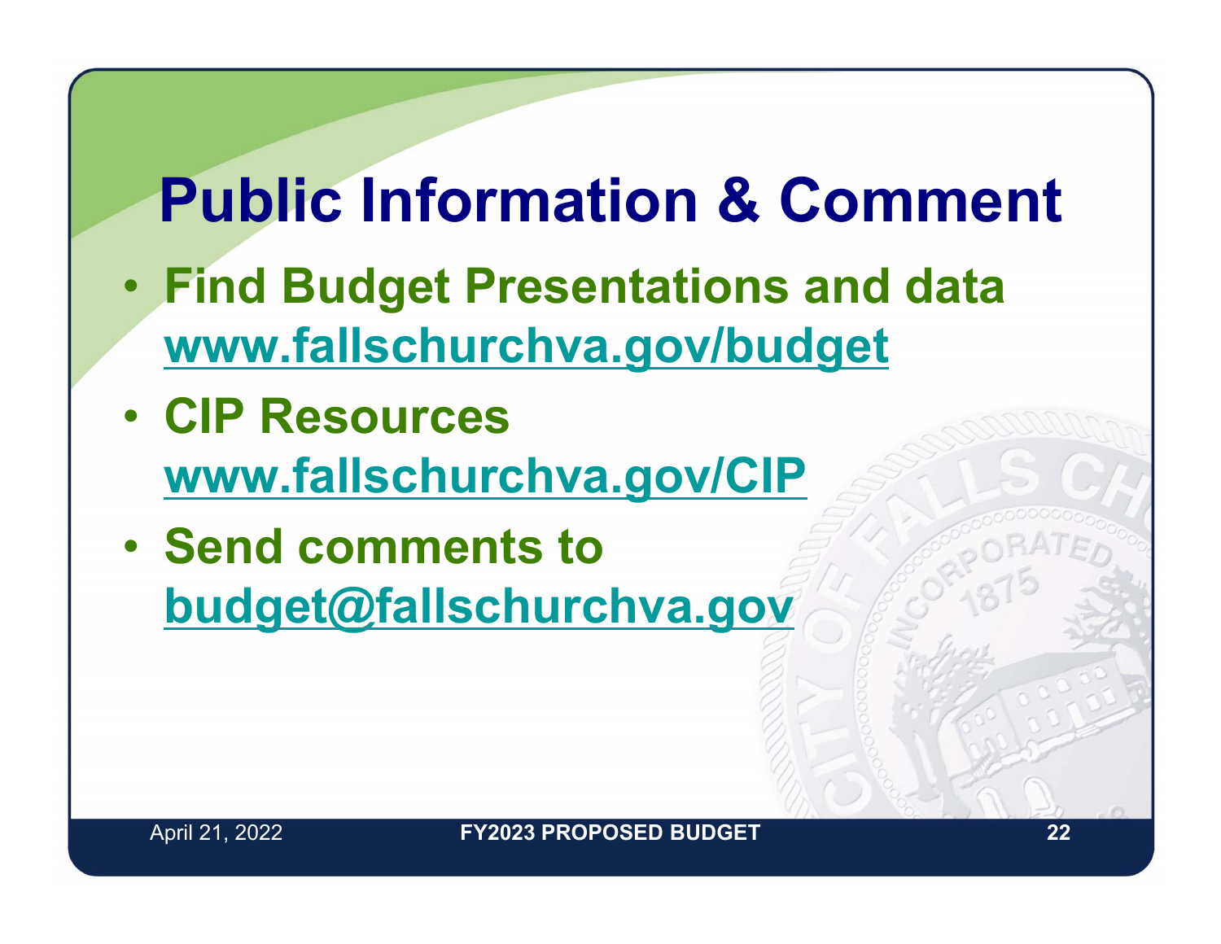# Public Information & Comment

- **Find Budget Presentations and data**
  **www.fallschurchva.gov/budget**
- **CIP Resources**
  **www.fallschurchva.gov/CIP**
- **Send comments to**
  **budget@fallschurchva.gov**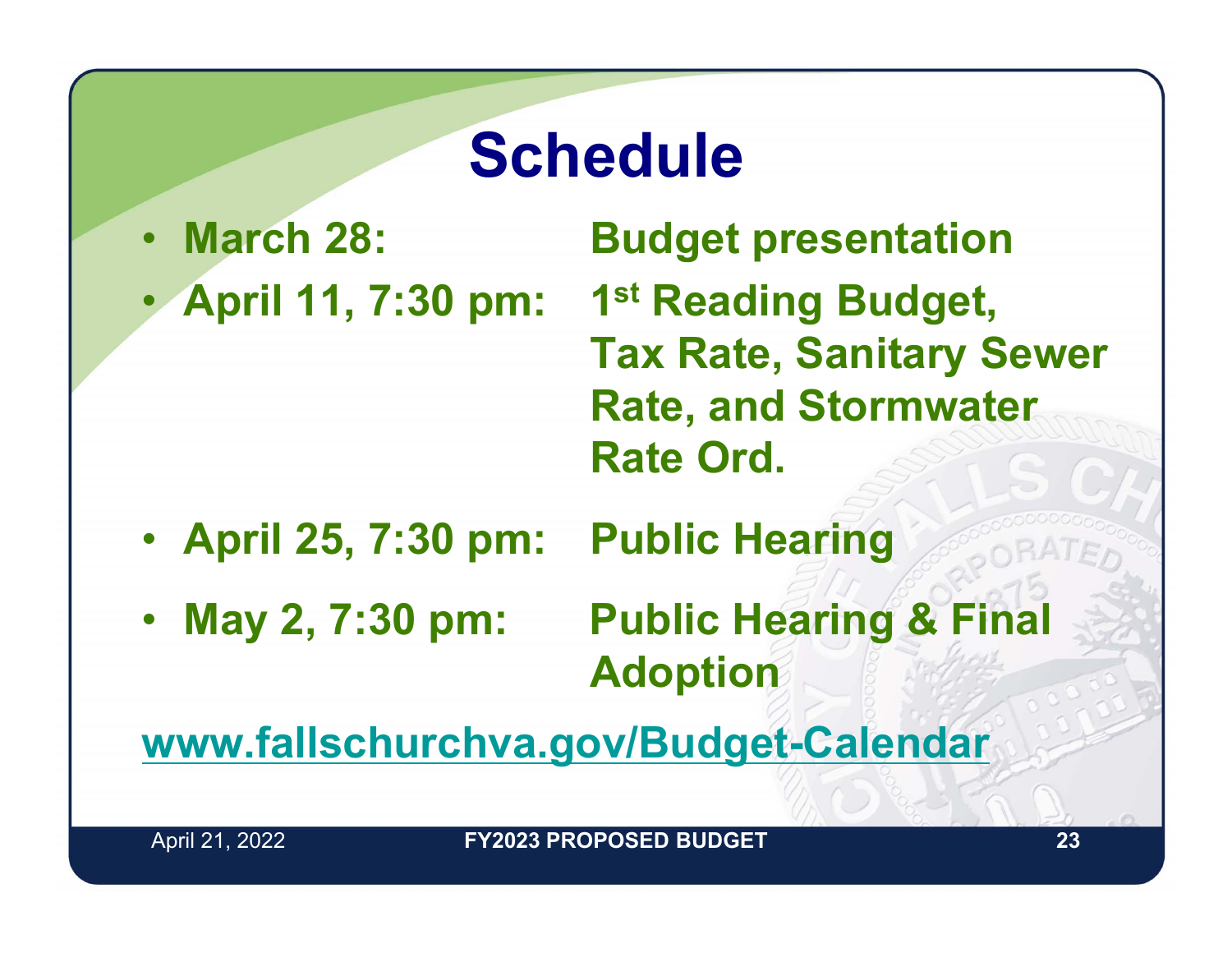# Schedule

- **March 28:** **Budget presentation**
- **April 11, 7:30 pm:** **1st Reading Budget, Tax Rate, Sanitary Sewer Rate, and Stormwater Rate Ord.**
- **April 25, 7:30 pm:** **Public Hearing**
- **May 2, 7:30 pm:** **Public Hearing & Final Adoption**

**www.fallschurchva.gov/Budget-Calendar**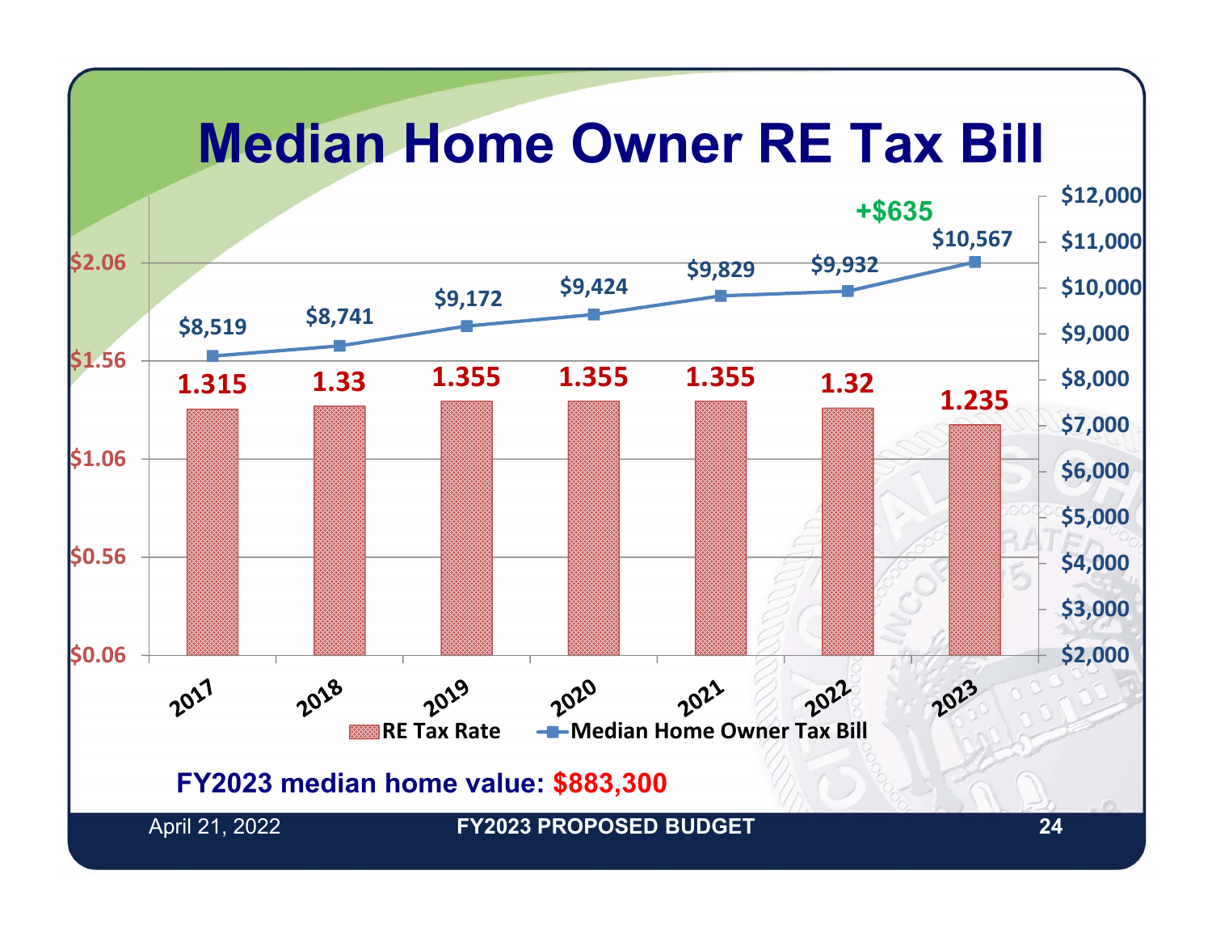# Median Home Owner RE Tax Bill

| Year | RE Tax Rate | Median Home Owner Tax Bill |
|---|---|---|
| 2017 | 1.315 | $8,519 |
| 2018 | 1.33 | $8,741 |
| 2019 | 1.355 | $9,172 |
| 2020 | 1.355 | $9,424 |
| 2021 | 1.355 | $9,829 |
| 2022 | 1.32 | $9,932 |
| 2023 | 1.235 | $10,567 |

+$635

**FY2023 median home value: $883,300**

April 21, 2022 — FY2023 PROPOSED BUDGET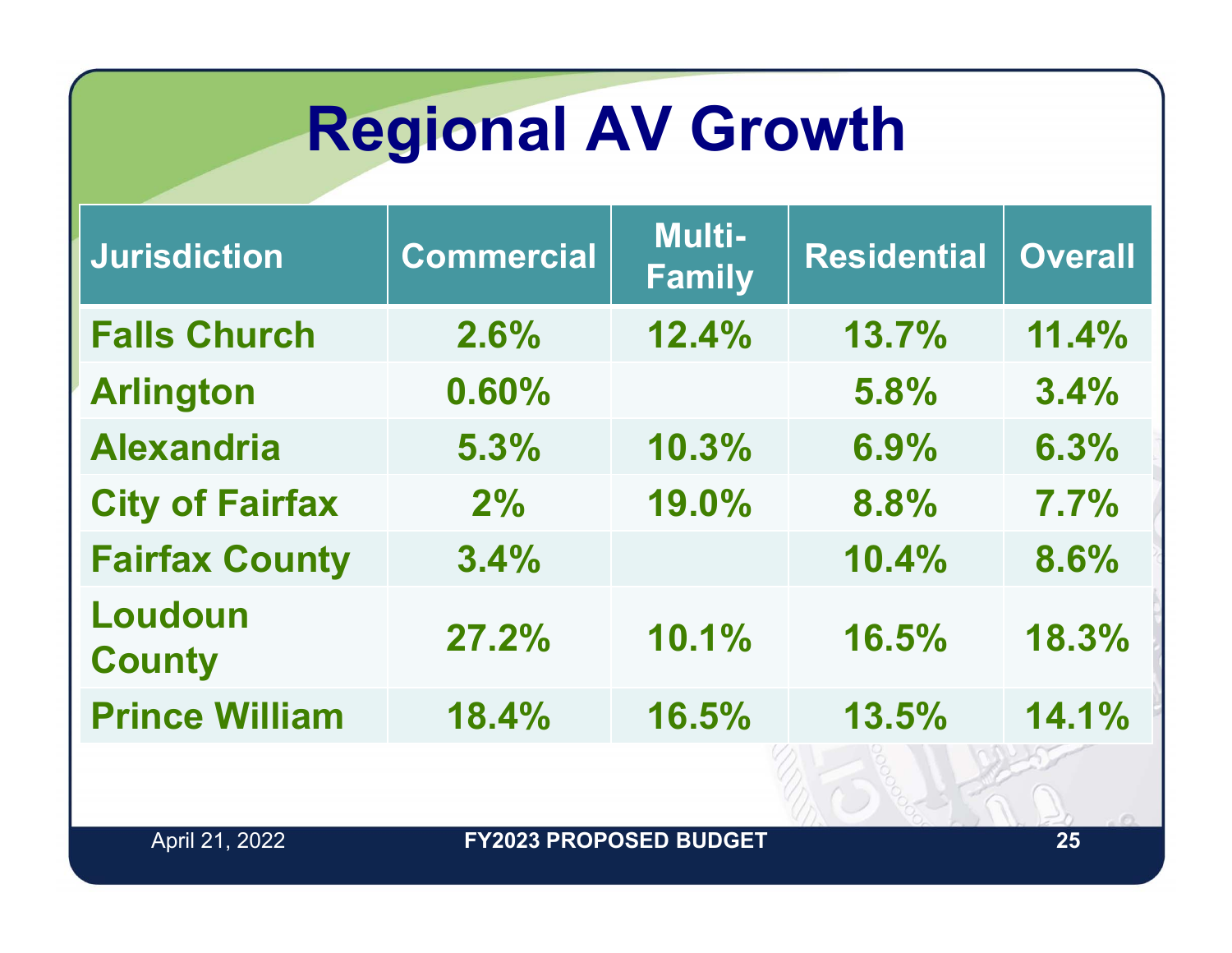# Regional AV Growth

| Jurisdiction | Commercial | Multi-Family | Residential | Overall |
|---|---|---|---|---|
| Falls Church | 2.6% | 12.4% | 13.7% | 11.4% |
| Arlington | 0.60% | | 5.8% | 3.4% |
| Alexandria | 5.3% | 10.3% | 6.9% | 6.3% |
| City of Fairfax | 2% | 19.0% | 8.8% | 7.7% |
| Fairfax County | 3.4% | | 10.4% | 8.6% |
| Loudoun County | 27.2% | 10.1% | 16.5% | 18.3% |
| Prince William | 18.4% | 16.5% | 13.5% | 14.1% |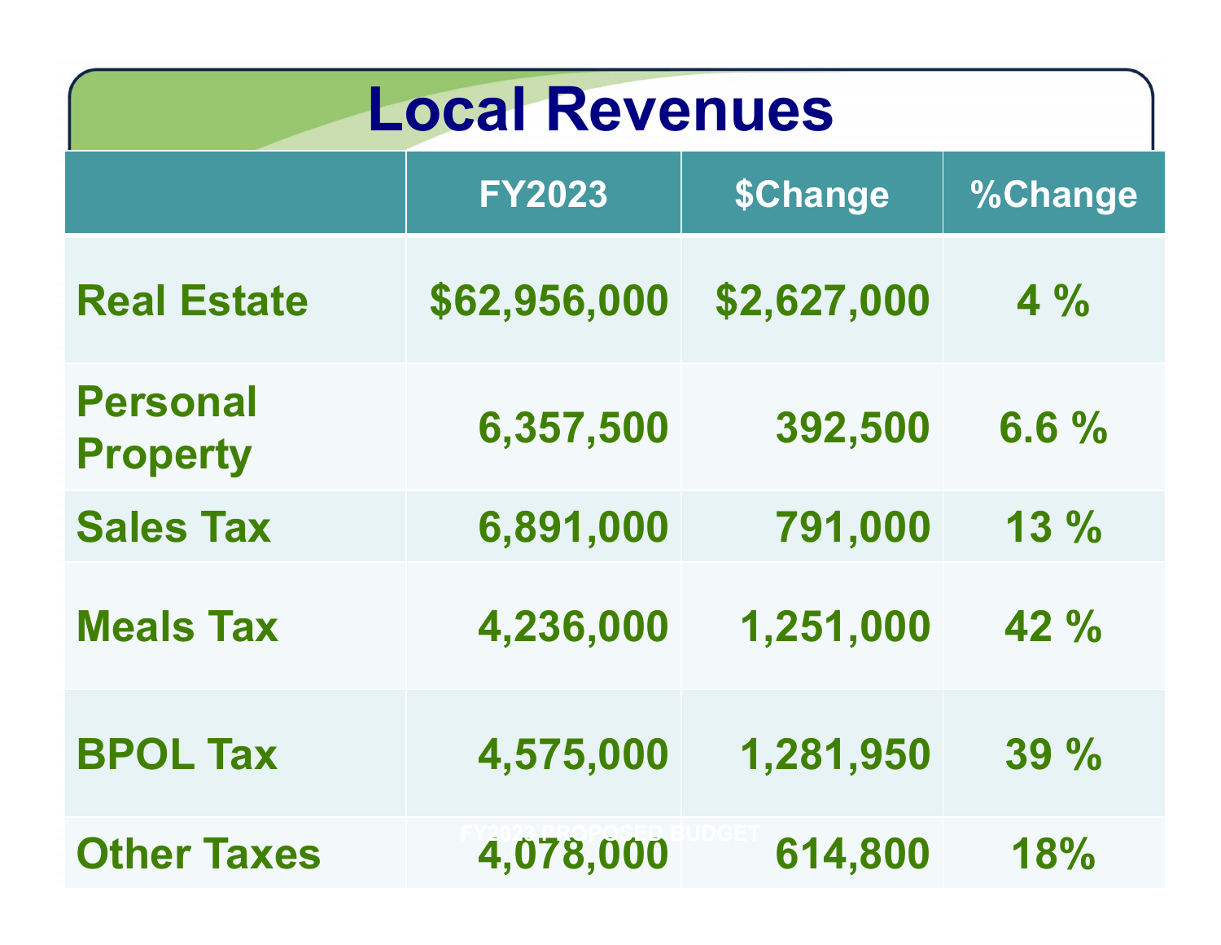# Local Revenues

| | FY2023 | $Change | %Change |
|---|---|---|---|
| Real Estate | $62,956,000 | $2,627,000 | 4 % |
| Personal Property | 6,357,500 | 392,500 | 6.6 % |
| Sales Tax | 6,891,000 | 791,000 | 13 % |
| Meals Tax | 4,236,000 | 1,251,000 | 42 % |
| BPOL Tax | 4,575,000 | 1,281,950 | 39 % |
| Other Taxes | 4,078,000 | 614,800 | 18% |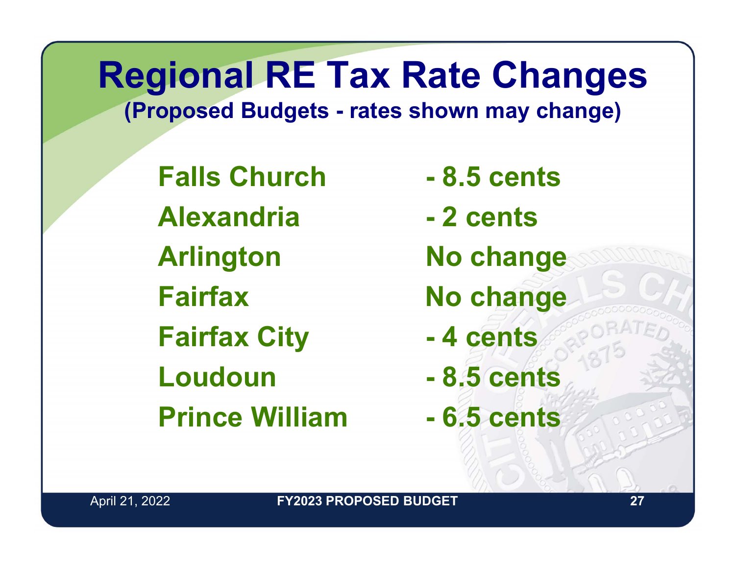# Regional RE Tax Rate Changes

**(Proposed Budgets - rates shown may change)**

| | |
|---|---|
| Falls Church | - 8.5 cents |
| Alexandria | - 2 cents |
| Arlington | No change |
| Fairfax | No change |
| Fairfax City | - 4 cents |
| Loudoun | - 8.5 cents |
| Prince William | - 6.5 cents |